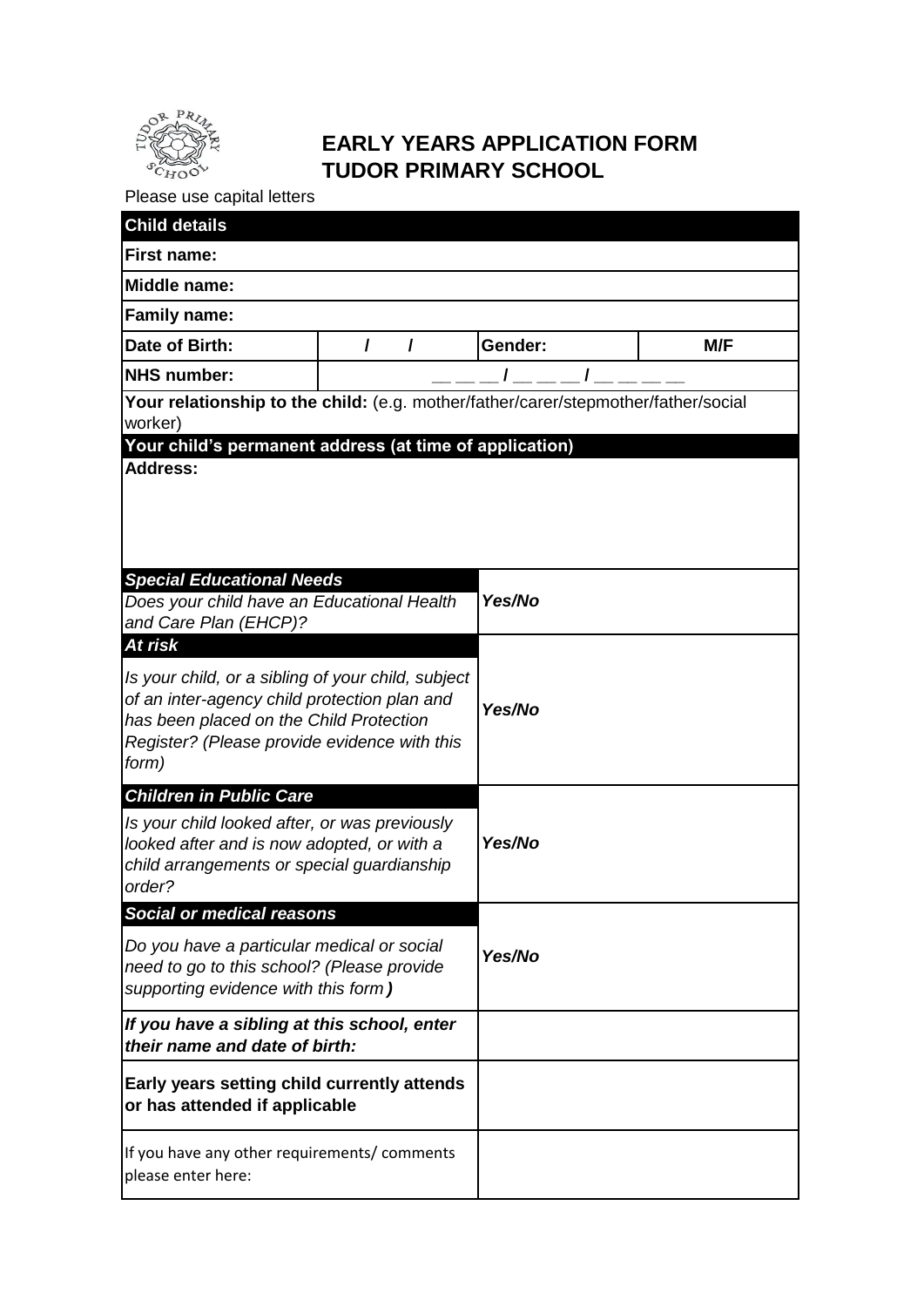# EARLY YEARS APPLICATION FORM
# TUDOR PRIMARY SCHOOL

Please use capital letters

| **Child details** | | | |
|---|---|---|---|
| **First name:** | | | |
| **Middle name:** | | | |
| **Family name:** | | | |
| **Date of Birth:** | / / | **Gender:** | **M/F** |
| **NHS number:** | __ __ __ / __ __ __ / __ __ __ __ | | |
| **Your relationship to the child:** (e.g. mother/father/carer/stepmother/father/social worker) | | | |
| **Your child's permanent address (at time of application)** | | | |
| **Address:** | | | |

| | |
|---|---|
| ***Special Educational Needs***<br>*Does your child have an Educational Health and Care Plan (EHCP)?* | ***Yes/No*** |
| ***At risk***<br>*Is your child, or a sibling of your child, subject of an inter-agency child protection plan and has been placed on the Child Protection Register? (Please provide evidence with this form)* | ***Yes/No*** |
| ***Children in Public Care***<br>*Is your child looked after, or was previously looked after and is now adopted, or with a child arrangements or special guardianship order?* | ***Yes/No*** |
| ***Social or medical reasons***<br>*Do you have a particular medical or social need to go to this school? (Please provide supporting evidence with this form)* | ***Yes/No*** |
| ***If you have a sibling at this school, enter their name and date of birth:*** | |
| **Early years setting child currently attends or has attended if applicable** | |
| If you have any other requirements/ comments please enter here: | |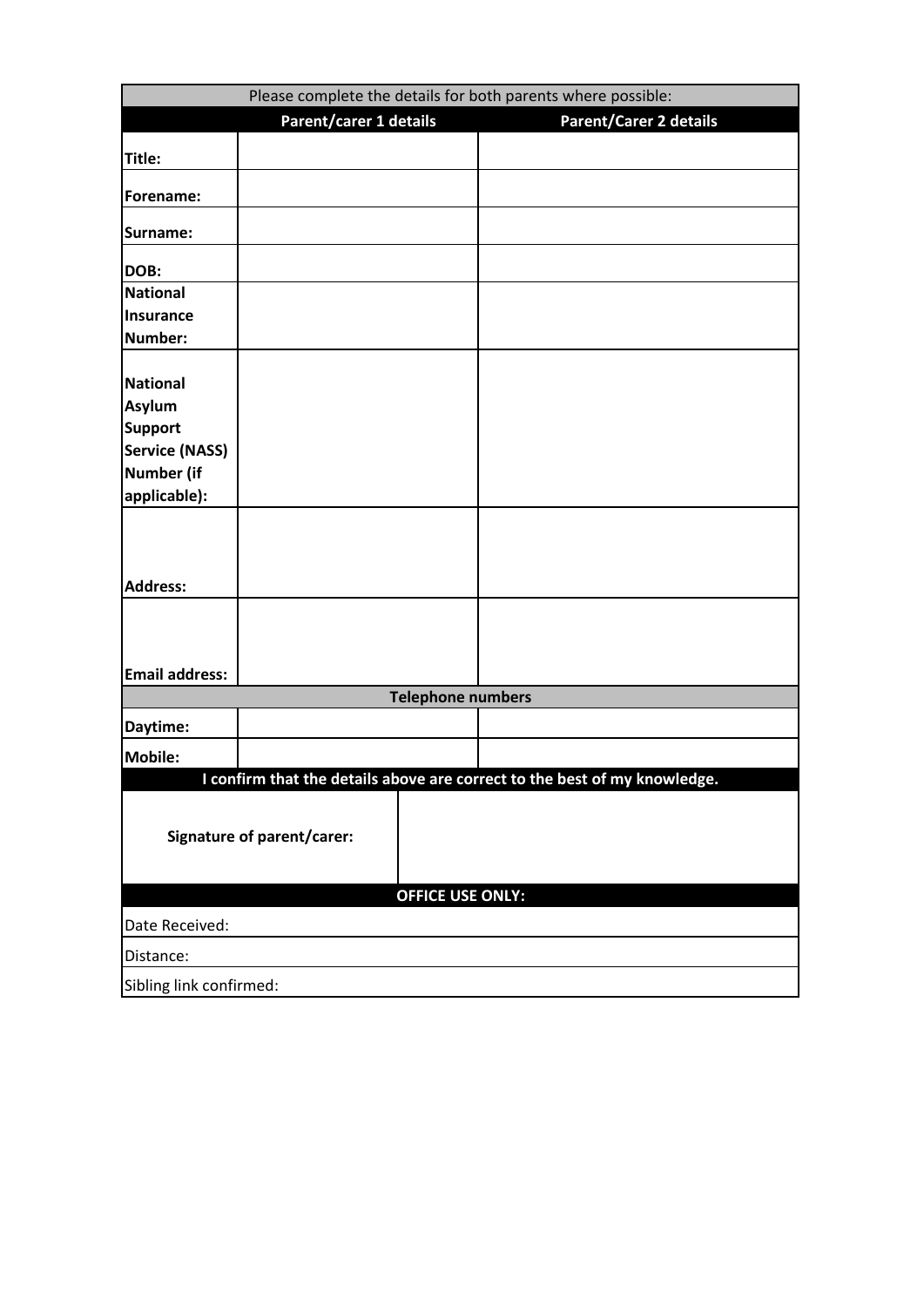| Please complete the details for both parents where possible: | | |
|---|---|---|
| | **Parent/carer 1 details** | **Parent/Carer 2 details** |
| **Title:** | | |
| **Forename:** | | |
| **Surname:** | | |
| **DOB:** | | |
| **National Insurance Number:** | | |
| **National Asylum Support Service (NASS) Number (if applicable):** | | |
| **Address:** | | |
| **Email address:** | | |
| **Telephone numbers** | | |
| **Daytime:** | | |
| **Mobile:** | | |

**I confirm that the details above are correct to the best of my knowledge.**

| | |
|---|---|
| **Signature of parent/carer:** | |

| **OFFICE USE ONLY:** |
|---|
| Date Received: |
| Distance: |
| Sibling link confirmed: |